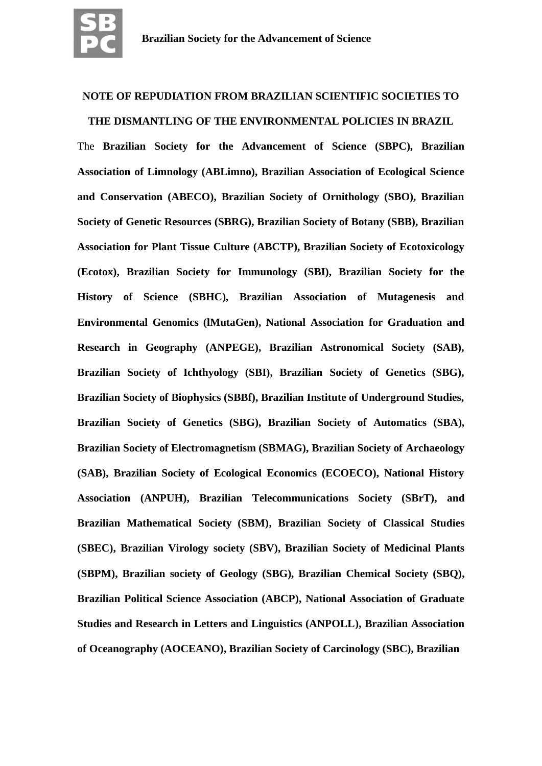**Brazilian Society for the Advancement of Science**

# NOTE OF REPUDIATION FROM BRAZILIAN SCIENTIFIC SOCIETIES TO THE DISMANTLING OF THE ENVIRONMENTAL POLICIES IN BRAZIL

The **Brazilian Society for the Advancement of Science (SBPC), Brazilian Association of Limnology (ABLimno), Brazilian Association of Ecological Science and Conservation (ABECO), Brazilian Society of Ornithology (SBO), Brazilian Society of Genetic Resources (SBRG), Brazilian Society of Botany (SBB), Brazilian Association for Plant Tissue Culture (ABCTP), Brazilian Society of Ecotoxicology (Ecotox), Brazilian Society for Immunology (SBI), Brazilian Society for the History of Science (SBHC), Brazilian Association of Mutagenesis and Environmental Genomics (lMutaGen), National Association for Graduation and Research in Geography (ANPEGE), Brazilian Astronomical Society (SAB), Brazilian Society of Ichthyology (SBI), Brazilian Society of Genetics (SBG), Brazilian Society of Biophysics (SBBf), Brazilian Institute of Underground Studies, Brazilian Society of Genetics (SBG), Brazilian Society of Automatics (SBA), Brazilian Society of Electromagnetism (SBMAG), Brazilian Society of Archaeology (SAB), Brazilian Society of Ecological Economics (ECOECO), National History Association (ANPUH), Brazilian Telecommunications Society (SBrT), and Brazilian Mathematical Society (SBM), Brazilian Society of Classical Studies (SBEC), Brazilian Virology society (SBV), Brazilian Society of Medicinal Plants (SBPM), Brazilian society of Geology (SBG), Brazilian Chemical Society (SBQ), Brazilian Political Science Association (ABCP), National Association of Graduate Studies and Research in Letters and Linguistics (ANPOLL), Brazilian Association of Oceanography (AOCEANO), Brazilian Society of Carcinology (SBC), Brazilian**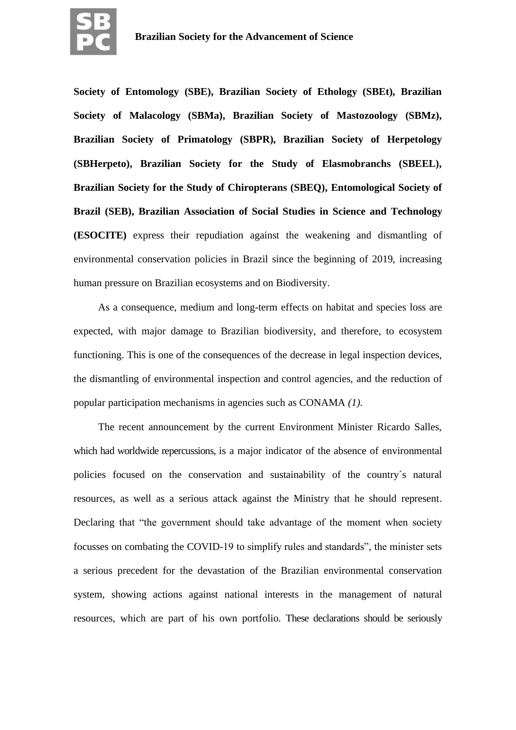**Society of Entomology (SBE), Brazilian Society of Ethology (SBEt), Brazilian Society of Malacology (SBMa), Brazilian Society of Mastozoology (SBMz), Brazilian Society of Primatology (SBPR), Brazilian Society of Herpetology (SBHerpeto), Brazilian Society for the Study of Elasmobranchs (SBEEL), Brazilian Society for the Study of Chiropterans (SBEQ), Entomological Society of Brazil (SEB), Brazilian Association of Social Studies in Science and Technology (ESOCITE)** express their repudiation against the weakening and dismantling of environmental conservation policies in Brazil since the beginning of 2019, increasing human pressure on Brazilian ecosystems and on Biodiversity.

As a consequence, medium and long-term effects on habitat and species loss are expected, with major damage to Brazilian biodiversity, and therefore, to ecosystem functioning. This is one of the consequences of the decrease in legal inspection devices, the dismantling of environmental inspection and control agencies, and the reduction of popular participation mechanisms in agencies such as CONAMA *(1)*.

The recent announcement by the current Environment Minister Ricardo Salles, which had worldwide repercussions, is a major indicator of the absence of environmental policies focused on the conservation and sustainability of the country´s natural resources, as well as a serious attack against the Ministry that he should represent. Declaring that "the government should take advantage of the moment when society focusses on combating the COVID-19 to simplify rules and standards", the minister sets a serious precedent for the devastation of the Brazilian environmental conservation system, showing actions against national interests in the management of natural resources, which are part of his own portfolio. These declarations should be seriously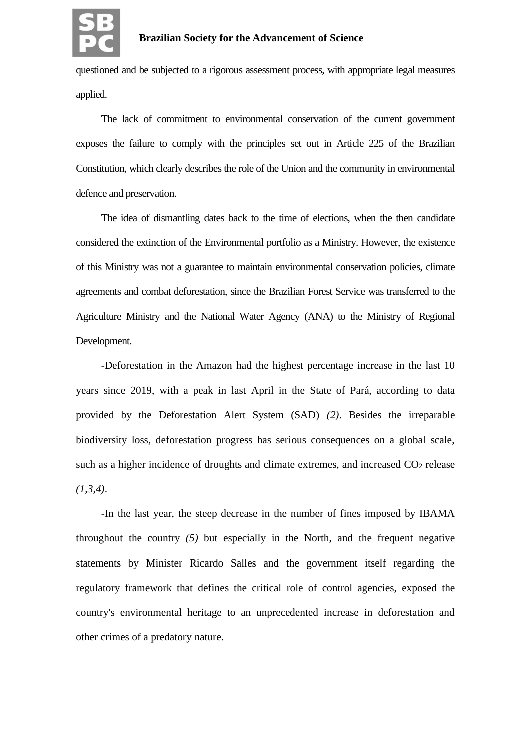questioned and be subjected to a rigorous assessment process, with appropriate legal measures applied.

The lack of commitment to environmental conservation of the current government exposes the failure to comply with the principles set out in Article 225 of the Brazilian Constitution, which clearly describes the role of the Union and the community in environmental defence and preservation.

The idea of dismantling dates back to the time of elections, when the then candidate considered the extinction of the Environmental portfolio as a Ministry. However, the existence of this Ministry was not a guarantee to maintain environmental conservation policies, climate agreements and combat deforestation, since the Brazilian Forest Service was transferred to the Agriculture Ministry and the National Water Agency (ANA) to the Ministry of Regional Development.

-Deforestation in the Amazon had the highest percentage increase in the last 10 years since 2019, with a peak in last April in the State of Pará, according to data provided by the Deforestation Alert System (SAD) *(2)*. Besides the irreparable biodiversity loss, deforestation progress has serious consequences on a global scale, such as a higher incidence of droughts and climate extremes, and increased $CO_2$ release *(1,3,4)*.

-In the last year, the steep decrease in the number of fines imposed by IBAMA throughout the country *(5)* but especially in the North, and the frequent negative statements by Minister Ricardo Salles and the government itself regarding the regulatory framework that defines the critical role of control agencies, exposed the country's environmental heritage to an unprecedented increase in deforestation and other crimes of a predatory nature.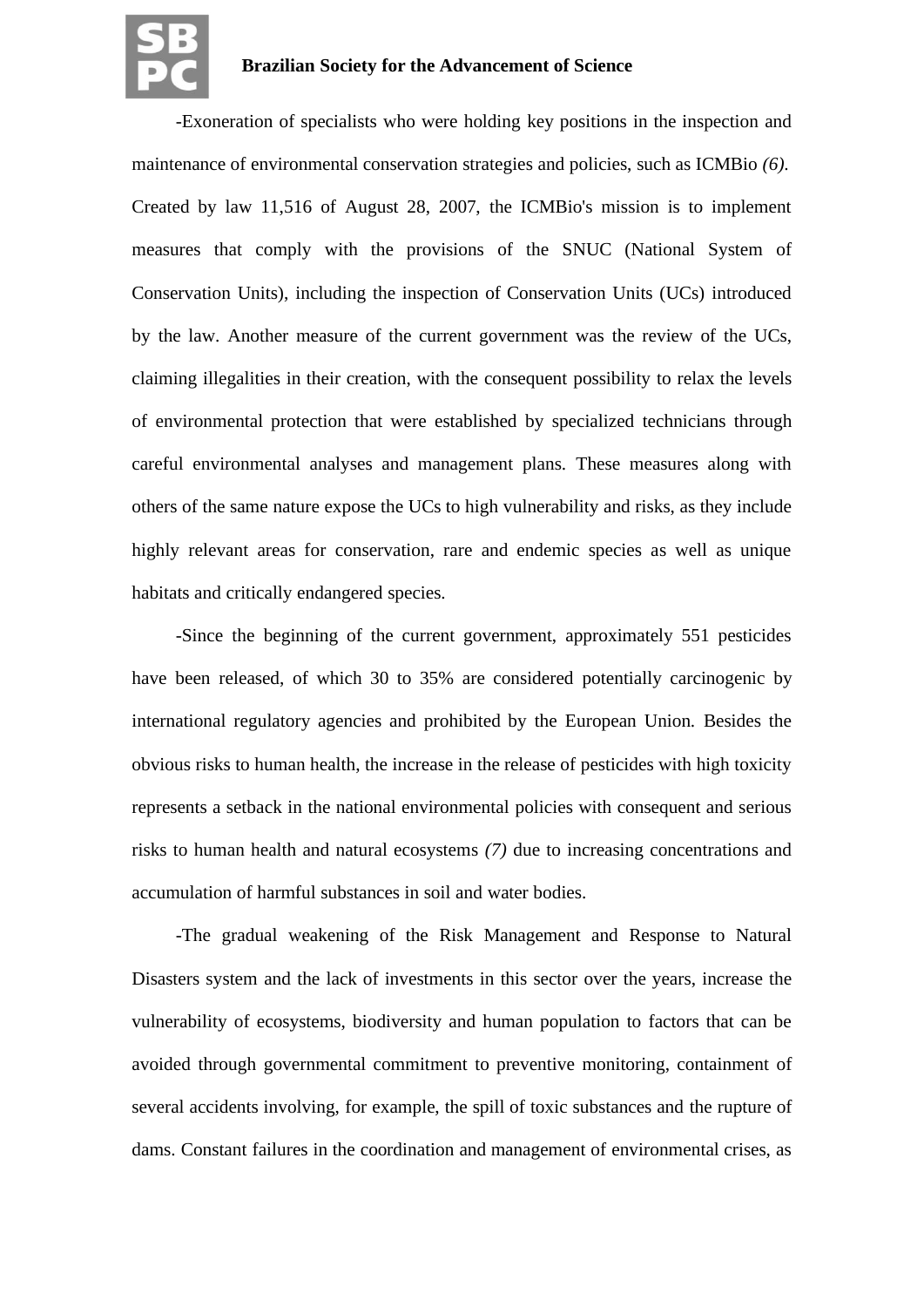-Exoneration of specialists who were holding key positions in the inspection and maintenance of environmental conservation strategies and policies, such as ICMBio *(6)*. Created by law 11,516 of August 28, 2007, the ICMBio's mission is to implement measures that comply with the provisions of the SNUC (National System of Conservation Units), including the inspection of Conservation Units (UCs) introduced by the law. Another measure of the current government was the review of the UCs, claiming illegalities in their creation, with the consequent possibility to relax the levels of environmental protection that were established by specialized technicians through careful environmental analyses and management plans. These measures along with others of the same nature expose the UCs to high vulnerability and risks, as they include highly relevant areas for conservation, rare and endemic species as well as unique habitats and critically endangered species.

-Since the beginning of the current government, approximately 551 pesticides have been released, of which 30 to 35% are considered potentially carcinogenic by international regulatory agencies and prohibited by the European Union. Besides the obvious risks to human health, the increase in the release of pesticides with high toxicity represents a setback in the national environmental policies with consequent and serious risks to human health and natural ecosystems *(7)* due to increasing concentrations and accumulation of harmful substances in soil and water bodies.

-The gradual weakening of the Risk Management and Response to Natural Disasters system and the lack of investments in this sector over the years, increase the vulnerability of ecosystems, biodiversity and human population to factors that can be avoided through governmental commitment to preventive monitoring, containment of several accidents involving, for example, the spill of toxic substances and the rupture of dams. Constant failures in the coordination and management of environmental crises, as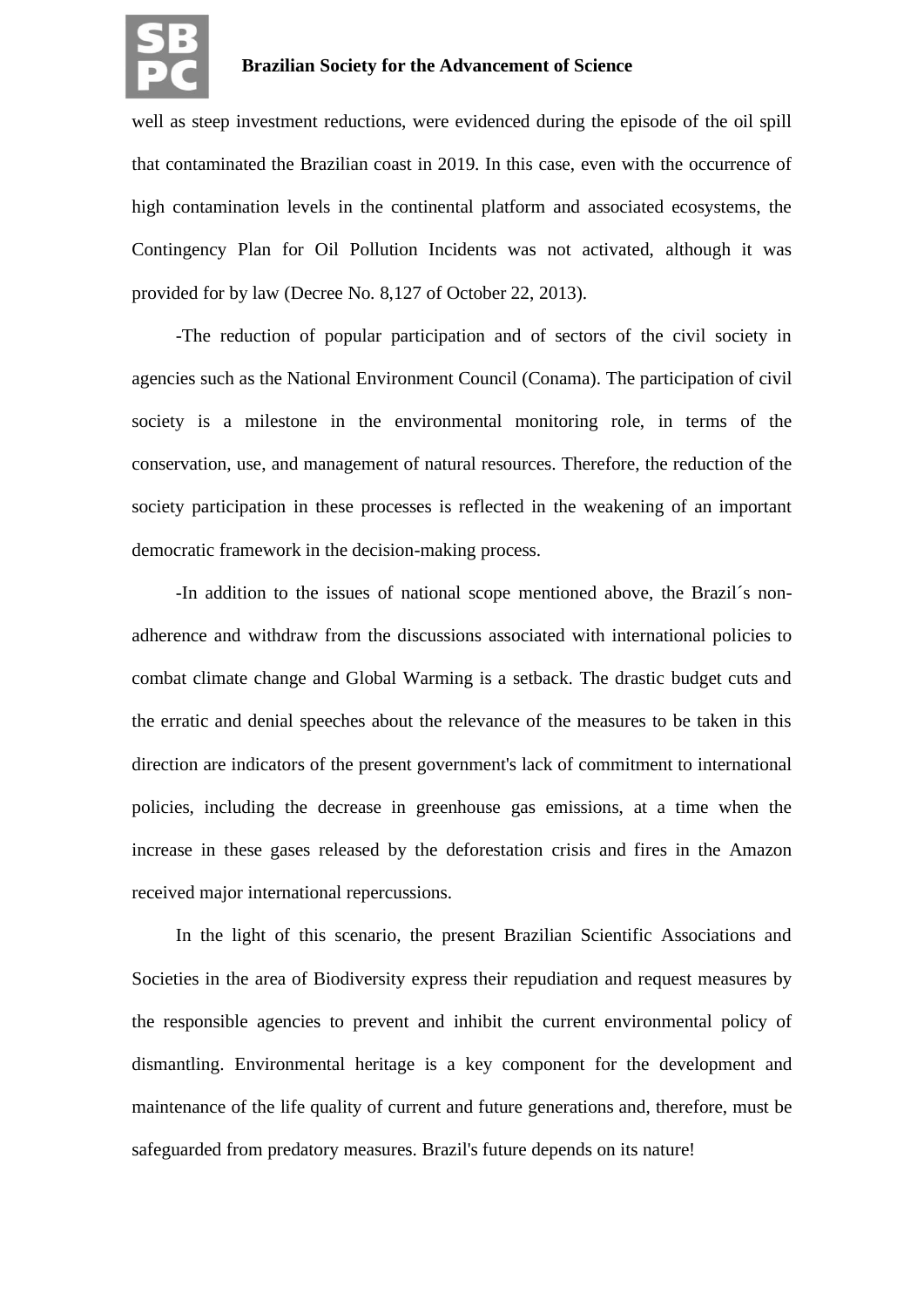well as steep investment reductions, were evidenced during the episode of the oil spill that contaminated the Brazilian coast in 2019. In this case, even with the occurrence of high contamination levels in the continental platform and associated ecosystems, the Contingency Plan for Oil Pollution Incidents was not activated, although it was provided for by law (Decree No. 8,127 of October 22, 2013).

-The reduction of popular participation and of sectors of the civil society in agencies such as the National Environment Council (Conama). The participation of civil society is a milestone in the environmental monitoring role, in terms of the conservation, use, and management of natural resources. Therefore, the reduction of the society participation in these processes is reflected in the weakening of an important democratic framework in the decision-making process.

-In addition to the issues of national scope mentioned above, the Brazil´s non-adherence and withdraw from the discussions associated with international policies to combat climate change and Global Warming is a setback. The drastic budget cuts and the erratic and denial speeches about the relevance of the measures to be taken in this direction are indicators of the present government's lack of commitment to international policies, including the decrease in greenhouse gas emissions, at a time when the increase in these gases released by the deforestation crisis and fires in the Amazon received major international repercussions.

In the light of this scenario, the present Brazilian Scientific Associations and Societies in the area of Biodiversity express their repudiation and request measures by the responsible agencies to prevent and inhibit the current environmental policy of dismantling. Environmental heritage is a key component for the development and maintenance of the life quality of current and future generations and, therefore, must be safeguarded from predatory measures. Brazil's future depends on its nature!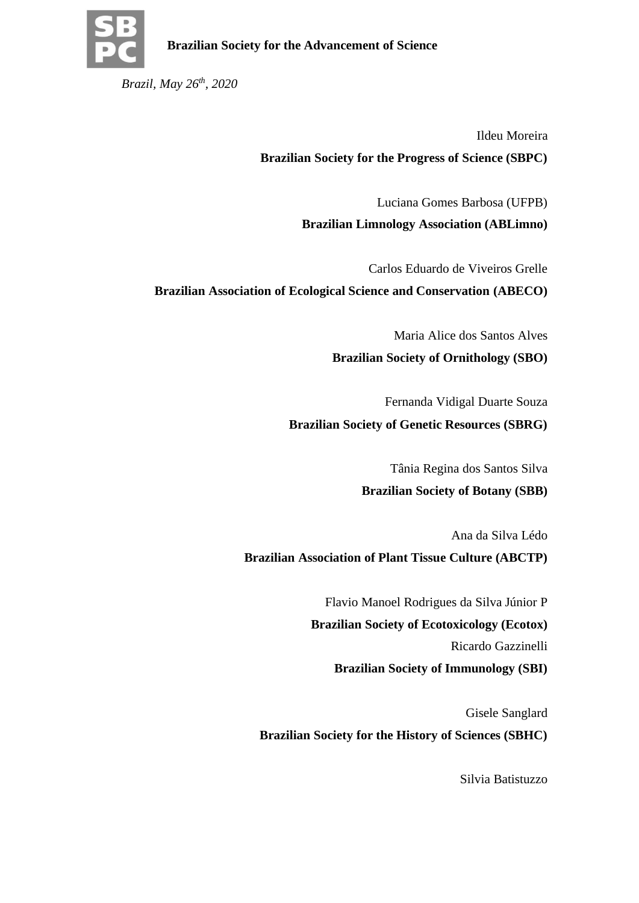**Brazilian Society for the Advancement of Science**

*Brazil, May 26th, 2020*

Ildeu Moreira
**Brazilian Society for the Progress of Science (SBPC)**

Luciana Gomes Barbosa (UFPB)
**Brazilian Limnology Association (ABLimno)**

Carlos Eduardo de Viveiros Grelle
**Brazilian Association of Ecological Science and Conservation (ABECO)**

Maria Alice dos Santos Alves
**Brazilian Society of Ornithology (SBO)**

Fernanda Vidigal Duarte Souza
**Brazilian Society of Genetic Resources (SBRG)**

Tânia Regina dos Santos Silva
**Brazilian Society of Botany (SBB)**

Ana da Silva Lédo
**Brazilian Association of Plant Tissue Culture (ABCTP)**

Flavio Manoel Rodrigues da Silva Júnior P
**Brazilian Society of Ecotoxicology (Ecotox)**
Ricardo Gazzinelli
**Brazilian Society of Immunology (SBI)**

Gisele Sanglard
**Brazilian Society for the History of Sciences (SBHC)**

Silvia Batistuzzo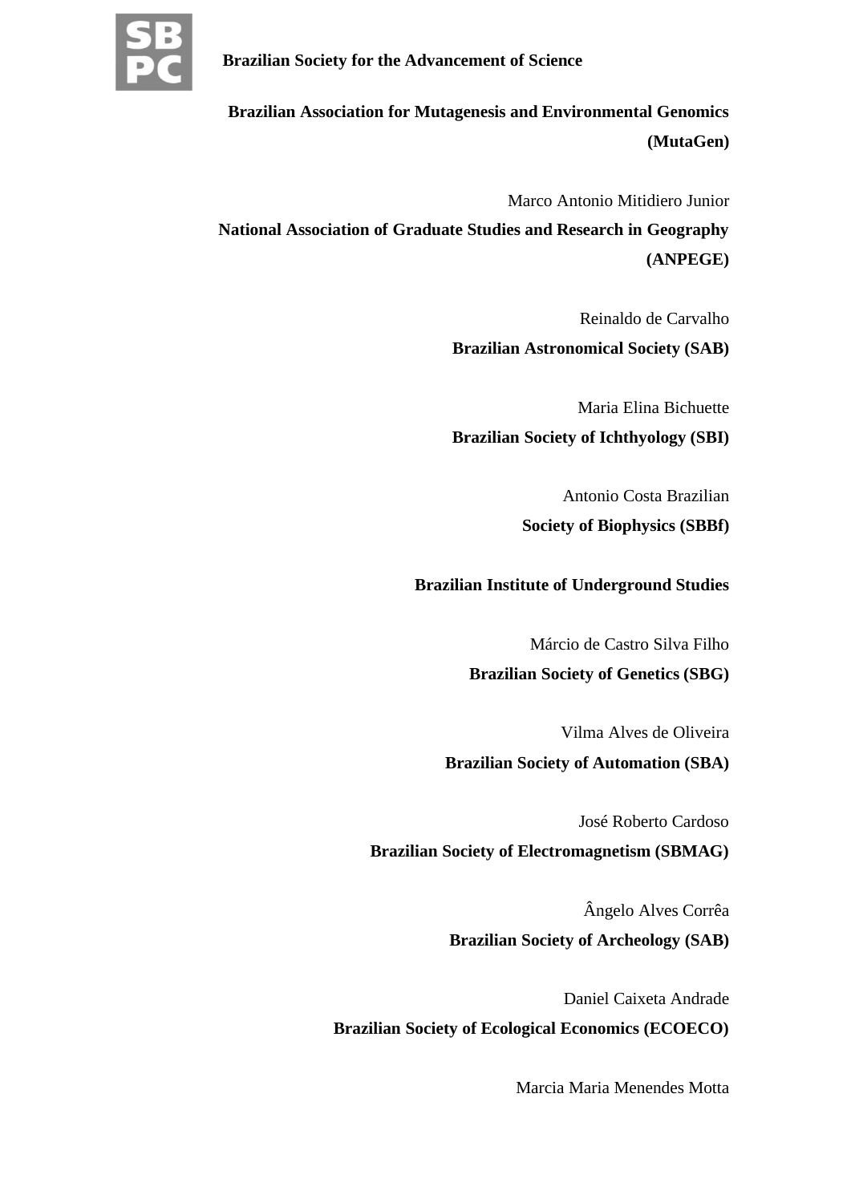**Brazilian Society for the Advancement of Science**

**Brazilian Association for Mutagenesis and Environmental Genomics (MutaGen)**

Marco Antonio Mitidiero Junior

**National Association of Graduate Studies and Research in Geography (ANPEGE)**

Reinaldo de Carvalho

**Brazilian Astronomical Society (SAB)**

Maria Elina Bichuette

**Brazilian Society of Ichthyology (SBI)**

Antonio Costa Brazilian

**Society of Biophysics (SBBf)**

**Brazilian Institute of Underground Studies**

Márcio de Castro Silva Filho

**Brazilian Society of Genetics (SBG)**

Vilma Alves de Oliveira

**Brazilian Society of Automation (SBA)**

José Roberto Cardoso

**Brazilian Society of Electromagnetism (SBMAG)**

Ângelo Alves Corrêa

**Brazilian Society of Archeology (SAB)**

Daniel Caixeta Andrade

**Brazilian Society of Ecological Economics (ECOECO)**

Marcia Maria Menendes Motta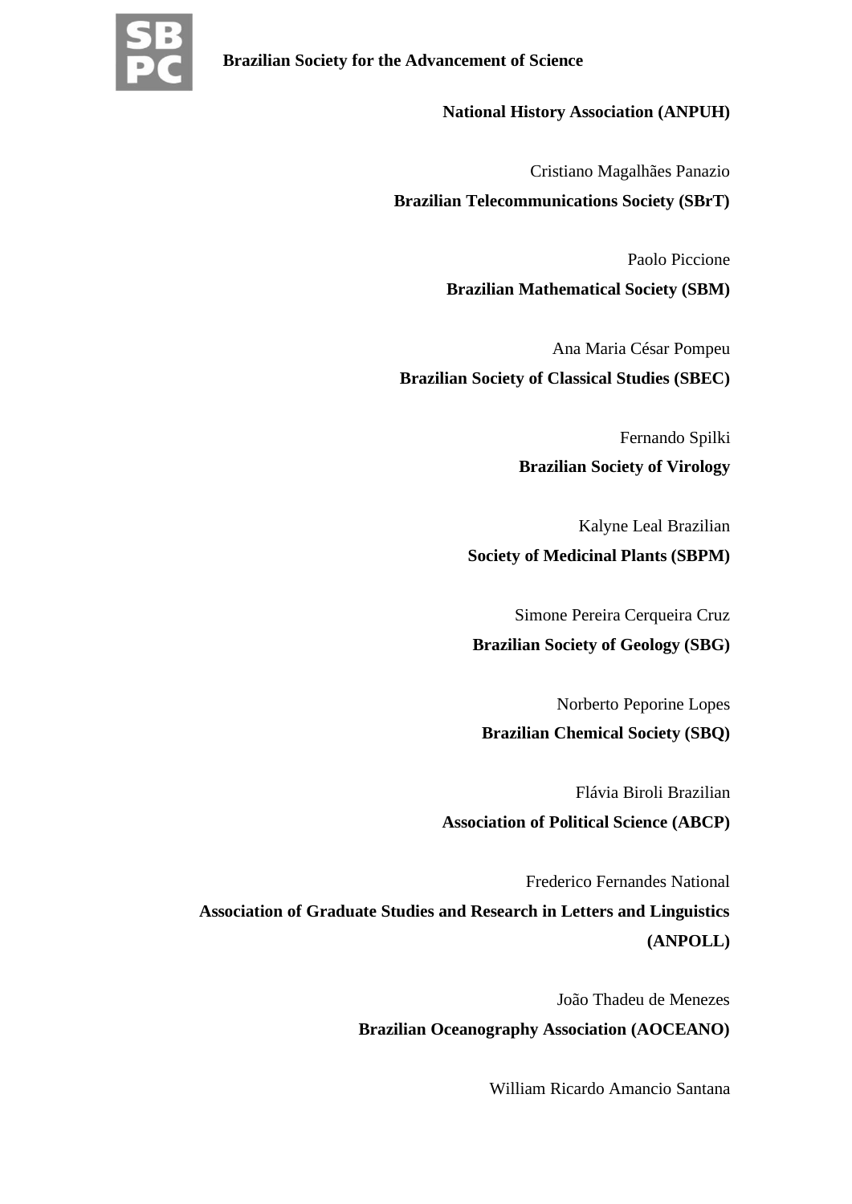**National History Association (ANPUH)**

Cristiano Magalhães Panazio

**Brazilian Telecommunications Society (SBrT)**

Paolo Piccione

**Brazilian Mathematical Society (SBM)**

Ana Maria César Pompeu

**Brazilian Society of Classical Studies (SBEC)**

Fernando Spilki

**Brazilian Society of Virology**

Kalyne Leal Brazilian

**Society of Medicinal Plants (SBPM)**

Simone Pereira Cerqueira Cruz

**Brazilian Society of Geology (SBG)**

Norberto Peporine Lopes

**Brazilian Chemical Society (SBQ)**

Flávia Biroli Brazilian

**Association of Political Science (ABCP)**

Frederico Fernandes National

**Association of Graduate Studies and Research in Letters and Linguistics (ANPOLL)**

João Thadeu de Menezes

**Brazilian Oceanography Association (AOCEANO)**

William Ricardo Amancio Santana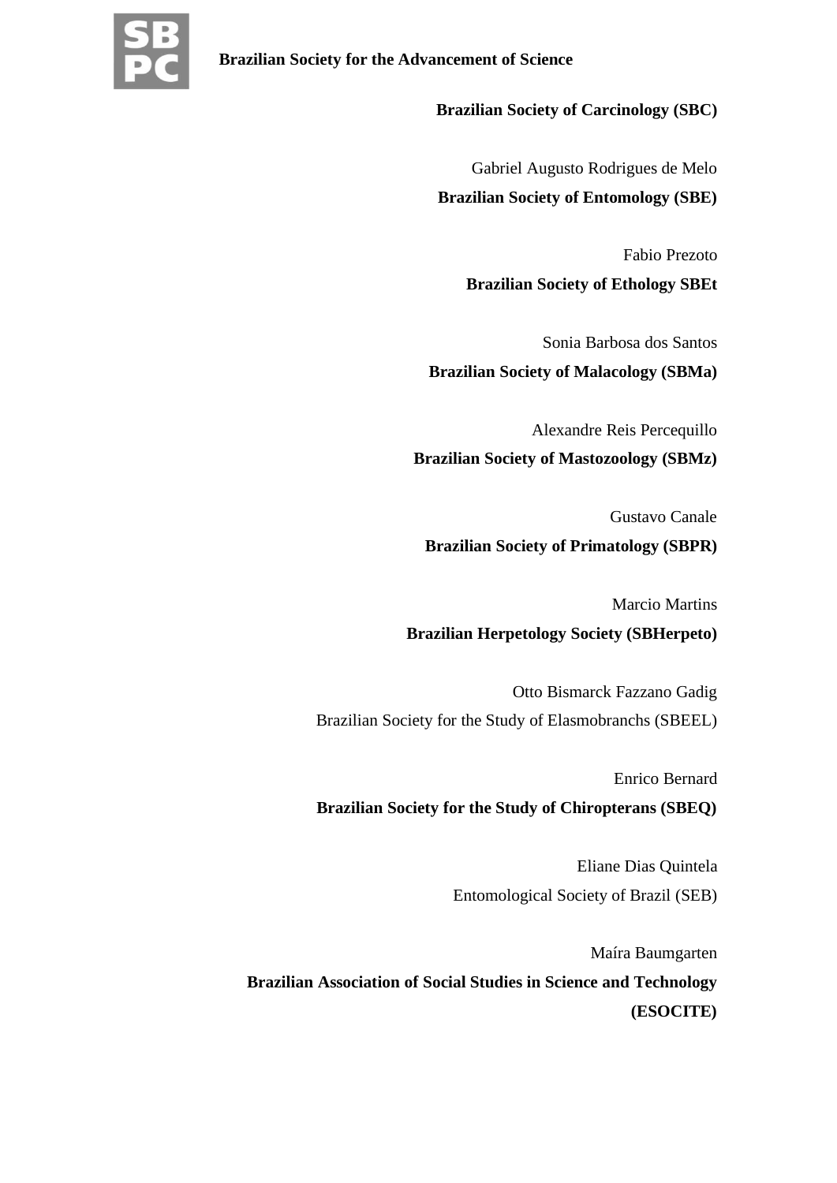**Brazilian Society of Carcinology (SBC)**

Gabriel Augusto Rodrigues de Melo

**Brazilian Society of Entomology (SBE)**

Fabio Prezoto

**Brazilian Society of Ethology SBEt**

Sonia Barbosa dos Santos

**Brazilian Society of Malacology (SBMa)**

Alexandre Reis Percequillo

**Brazilian Society of Mastozoology (SBMz)**

Gustavo Canale

**Brazilian Society of Primatology (SBPR)**

Marcio Martins

**Brazilian Herpetology Society (SBHerpeto)**

Otto Bismarck Fazzano Gadig

Brazilian Society for the Study of Elasmobranchs (SBEEL)

Enrico Bernard

**Brazilian Society for the Study of Chiropterans (SBEQ)**

Eliane Dias Quintela

Entomological Society of Brazil (SEB)

Maíra Baumgarten

**Brazilian Association of Social Studies in Science and Technology (ESOCITE)**